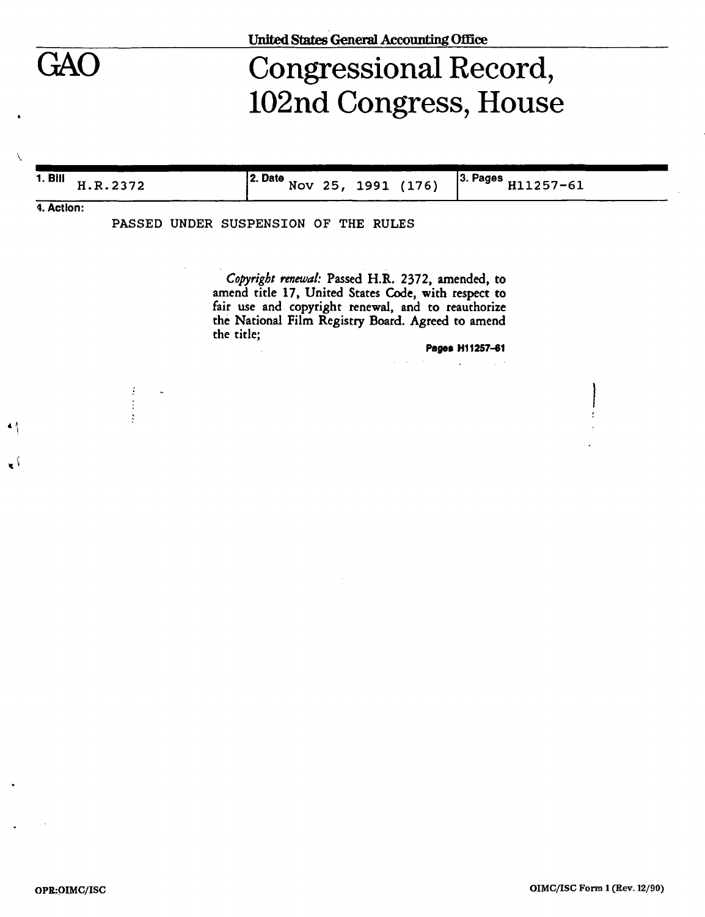United States General Accounting Office

# GAO

# Congressional Record, 102nd Congress, House

| 1. Bill H.R.2372 | 2. Date Nov 25, 1991 (176) | 3. Pages H11257-61 |
|---|---|---|

4. Action:

PASSED UNDER SUSPENSION OF THE RULES

*Copyright renewal:* Passed H.R. 2372, amended, to amend title 17, United States Code, with respect to fair use and copyright renewal, and to reauthorize the National Film Registry Board. Agreed to amend the title;

**Pages H11257–61**

OPR:OIMC/ISC

OIMC/ISC Form 1 (Rev. 12/90)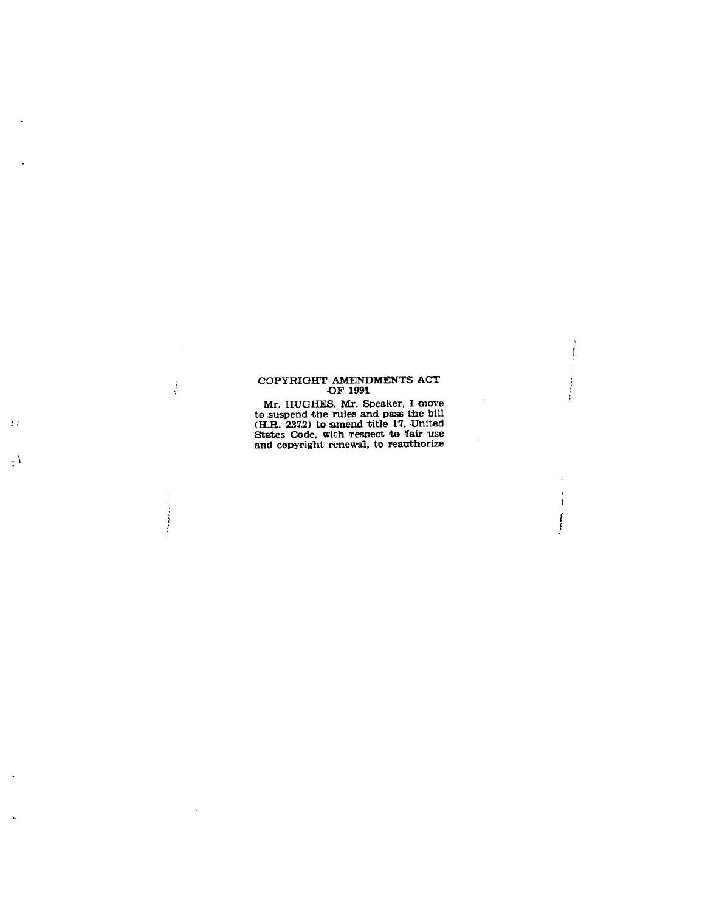## COPYRIGHT AMENDMENTS ACT OF 1991

Mr. HUGHES. Mr. Speaker, I move to suspend the rules and pass the bill (H.R. 2372) to amend title 17, United States Code, with respect to fair use and copyright renewal, to reauthorize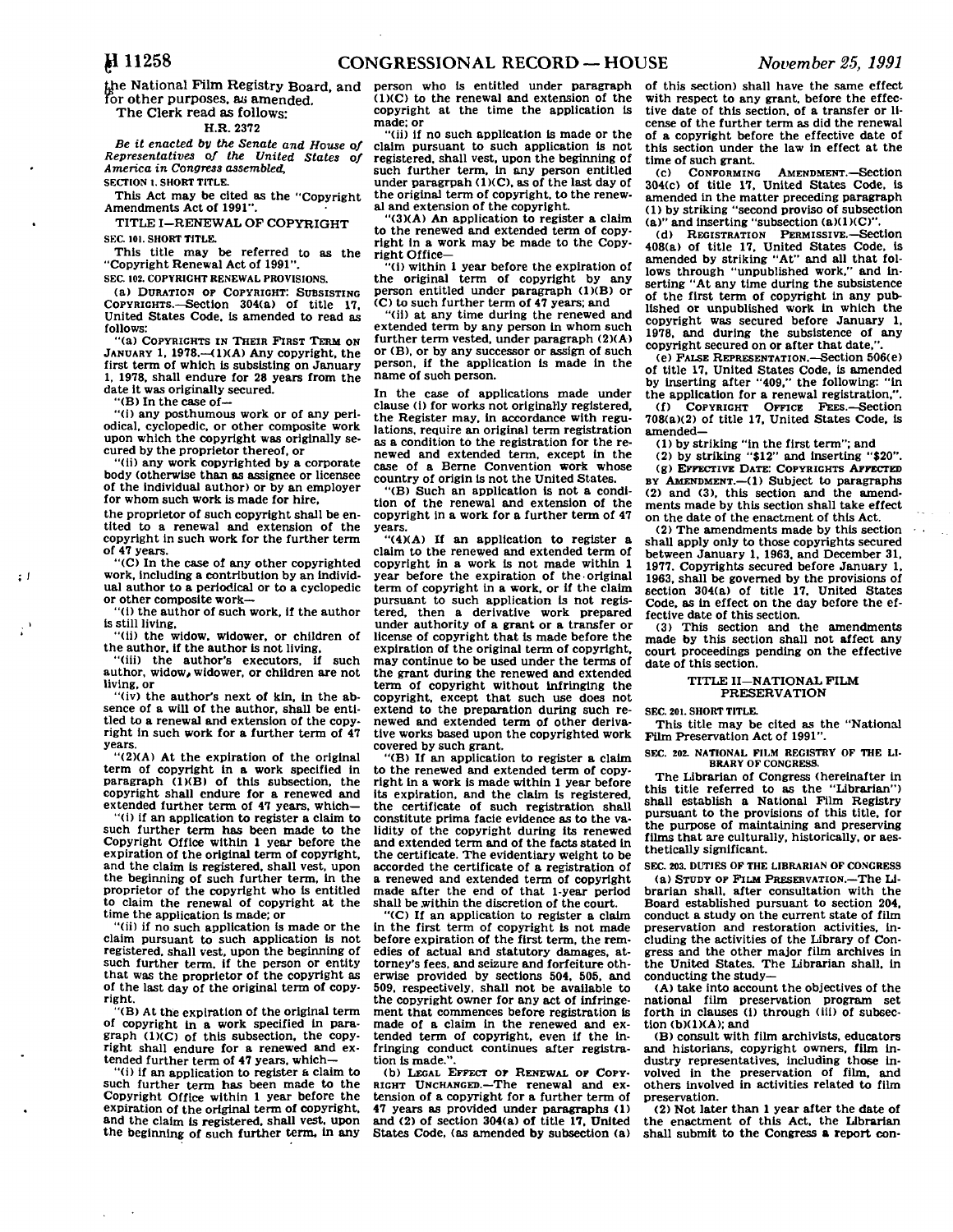the National Film Registry Board, and for other purposes, as amended.

The Clerk read as follows:

H.R. 2372

*Be it enacted by the Senate and House of Representatives of the United States of America in Congress assembled,*

**SECTION 1. SHORT TITLE.**

This Act may be cited as the "Copyright Amendments Act of 1991".

TITLE I—RENEWAL OF COPYRIGHT

**SEC. 101. SHORT TITLE.**

This title may be referred to as the "Copyright Renewal Act of 1991".

**SEC. 102. COPYRIGHT RENEWAL PROVISIONS.**

(a) DURATION OF COPYRIGHT: SUBSISTING COPYRIGHTS.—Section 304(a) of title 17, United States Code, is amended to read as follows:

"(a) COPYRIGHTS IN THEIR FIRST TERM ON JANUARY 1, 1978.—(1)(A) Any copyright, the first term of which is subsisting on January 1, 1978, shall endure for 28 years from the date it was originally secured.

"(B) In the case of—

"(i) any posthumous work or of any periodical, cyclopedic, or other composite work upon which the copyright was originally secured by the proprietor thereof, or

"(ii) any work copyrighted by a corporate body (otherwise than as assignee or licensee of the individual author) or by an employer for whom such work is made for hire,

the proprietor of such copyright shall be entitled to a renewal and extension of the copyright in such work for the further term of 47 years.

"(C) In the case of any other copyrighted work, including a contribution by an individual author to a periodical or to a cyclopedic or other composite work—

"(i) the author of such work, if the author is still living,

"(ii) the widow, widower, or children of the author, if the author is not living,

"(iii) the author's executors, if such author, widow, widower, or children are not living, or

"(iv) the author's next of kin, in the absence of a will of the author, shall be entitled to a renewal and extension of the copyright in such work for a further term of 47 years.

"(2)(A) At the expiration of the original term of copyright in a work specified in paragraph (1)(B) of this subsection, the copyright shall endure for a renewed and extended further term of 47 years, which—

"(i) if an application to register a claim to such further term has been made to the Copyright Office within 1 year before the expiration of the original term of copyright, and the claim is registered, shall vest, upon the beginning of such further term, in the proprietor of the copyright who is entitled to claim the renewal of copyright at the time the application is made; or

"(ii) if no such application is made or the claim pursuant to such application is not registered, shall vest, upon the beginning of such further term, if the person or entity that was the proprietor of the copyright as of the last day of the original term of copyright.

"(B) At the expiration of the original term of copyright in a work specified in paragraph (1)(C) of this subsection, the copyright shall endure for a renewed and extended further term of 47 years, which—

"(i) if an application to register a claim to such further term has been made to the Copyright Office within 1 year before the expiration of the original term of copyright, and the claim is registered, shall vest, upon the beginning of such further term, in any person who is entitled under paragraph (1)(C) to the renewal and extension of the copyright at the time the application is made; or

"(ii) if no such application is made or the claim pursuant to such application is not registered, shall vest, upon the beginning of such further term, in any person entitled under paragrpah (1)(C), as of the last day of the original term of copyright, to the renewal and extension of the copyright.

"(3)(A) An application to register a claim to the renewed and extended term of copyright in a work may be made to the Copyright Office—

"(i) within 1 year before the expiration of the original term of copyright by any person entitled under paragraph (1)(B) or (C) to such further term of 47 years; and

"(ii) at any time during the renewed and extended term by any person in whom such further term vested, under paragraph (2)(A) or (B), or by any successor or assign of such person, if the application is made in the name of such person.

In the case of applications made under clause (i) for works not originally registered, the Register may, in accordance with regulations, require an original term registration as a condition to the registration for the renewed and extended term, except in the case of a Berne Convention work whose country of origin is not the United States.

"(B) Such an application is not a condition of the renewal and extension of the copyright in a work for a further term of 47 years.

"(4)(A) If an application to register a claim to the renewed and extended term of copyright in a work is not made within 1 year before the expiration of the original term of copyright in a work, or if the claim pursuant to such application is not registered, then a derivative work prepared under authority of a grant or a transfer or license of copyright that is made before the expiration of the original term of copyright, may continue to be used under the terms of the grant during the renewed and extended term of copyright without infringing the copyright, except that such use does not extend to the preparation during such renewed and extended term of other derivative works based upon the copyrighted work covered by such grant.

"(B) If an application to register a claim to the renewed and extended term of copyright in a work is made within 1 year before its expiration, and the claim is registered, the certificate of such registration shall constitute prima facie evidence as to the validity of the copyright during its renewed and extended term and of the facts stated in the certificate. The evidentiary weight to be accorded the certificate of a registration of a renewed and extended term of copyright made after the end of that 1-year period shall be within the discretion of the court.

"(C) If an application to register a claim in the first term of copyright is not made before expiration of the first term, the remedies of actual and statutory damages, attorney's fees, and seizure and forfeiture otherwise provided by sections 504, 505, and 509, respectively, shall not be available to the copyright owner for any act of infringement that commences before registration is made of a claim in the renewed and extended term of copyright, even if the infringing conduct continues after registration is made.".

(b) LEGAL EFFECT OF RENEWAL OF COPYRIGHT UNCHANGED.—The renewal and extension of a copyright for a further term of 47 years as provided under paragraphs (1) and (2) of section 304(a) of title 17, United States Code, (as amended by subsection (a) of this section) shall have the same effect with respect to any grant, before the effective date of this section, of a transfer or license of the further term as did the renewal of a copyright before the effective date of this section under the law in effect at the time of such grant.

(c) CONFORMING AMENDMENT.—Section 304(c) of title 17, United States Code, is amended in the matter preceding paragraph (1) by striking "second proviso of subsection (a)" and inserting "subsection (a)(1)(C)".

(d) REGISTRATION PERMISSIVE.—Section 408(a) of title 17, United States Code, is amended by striking "At" and all that follows through "unpublished work," and inserting "At any time during the subsistence of the first term of copyright in any published or unpublished work in which the copyright was secured before January 1, 1978, and during the subsistence of any copyright secured on or after that date,".

(e) FALSE REPRESENTATION.—Section 506(e) of title 17, United States Code, is amended by inserting after "409," the following: "in the application for a renewal registration,".

(f) COPYRIGHT OFFICE FEES.—Section 708(a)(2) of title 17, United States Code, is amended—

(1) by striking "in the first term"; and

(2) by striking "$12" and inserting "$20".

(g) EFFECTIVE DATE: COPYRIGHTS AFFECTED BY AMENDMENT.—(1) Subject to paragraphs (2) and (3), this section and the amendments made by this section shall take effect on the date of the enactment of this Act.

(2) The amendments made by this section shall apply only to those copyrights secured between January 1, 1963, and December 31, 1977. Copyrights secured before January 1, 1963, shall be governed by the provisions of section 304(a) of title 17, United States Code, as in effect on the day before the effective date of this section.

(3) This section and the amendments made by this section shall not affect any court proceedings pending on the effective date of this section.

TITLE II—NATIONAL FILM PRESERVATION

**SEC. 201. SHORT TITLE.**

This title may be cited as the "National Film Preservation Act of 1991".

**SEC. 202. NATIONAL FILM REGISTRY OF THE LIBRARY OF CONGRESS.**

The Librarian of Congress (hereinafter in this title referred to as the "Librarian") shall establish a National Film Registry pursuant to the provisions of this title, for the purpose of maintaining and preserving films that are culturally, historically, or aesthetically significant.

**SEC. 203. DUTIES OF THE LIBRARIAN OF CONGRESS**

(a) STUDY OF FILM PRESERVATION.—The Librarian shall, after consultation with the Board established pursuant to section 204, conduct a study on the current state of film preservation and restoration activities, including the activities of the Library of Congress and the other major film archives in the United States. The Librarian shall, in conducting the study—

(A) take into account the objectives of the national film preservation program set forth in clauses (i) through (iii) of subsection (b)(1)(A); and

(B) consult with film archivists, educators and historians, copyright owners, film industry representatives, including those involved in the preservation of film, and others involved in activities related to film preservation.

(2) Not later than 1 year after the date of the enactment of this Act, the Librarian shall submit to the Congress a report con-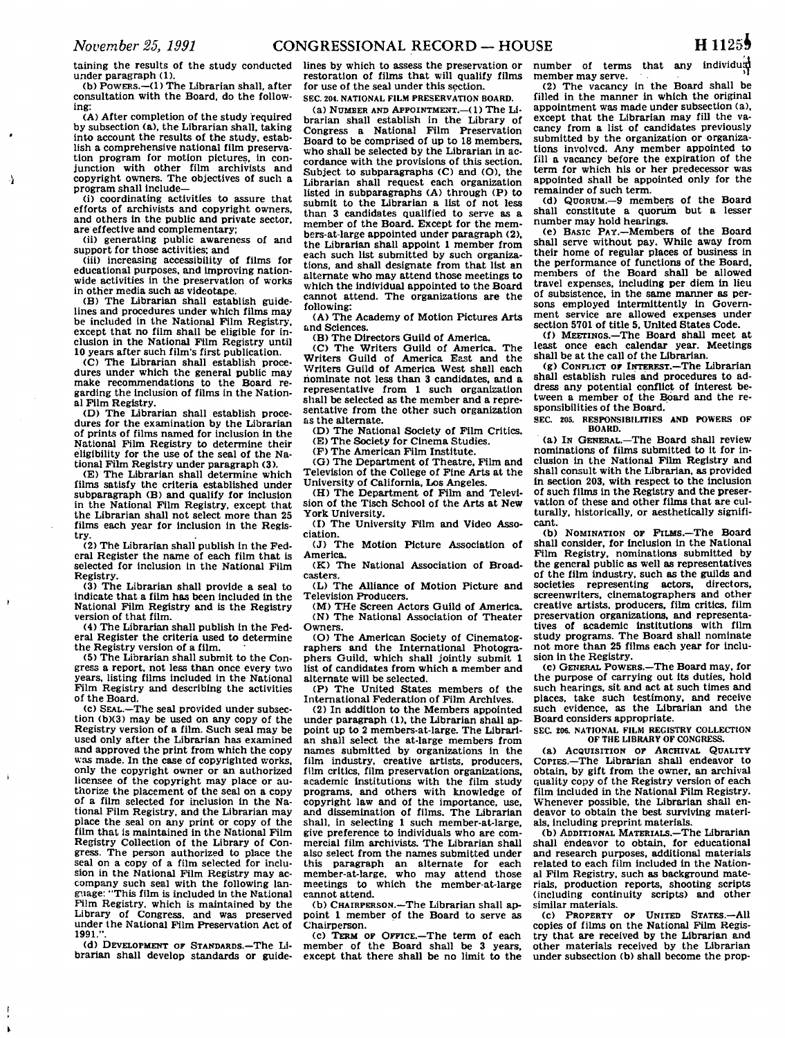taining the results of the study conducted under paragraph (1).

(b) POWERS.—(1) The Librarian shall, after consultation with the Board, do the following:

(A) After completion of the study required by subsection (a), the Librarian shall, taking into account the results of the study, establish a comprehensive national film preservation program for motion pictures, in conjunction with other film archivists and copyright owners. The objectives of such a program shall include—

(i) coordinating activities to assure that efforts of archivists and copyright owners, and others in the public and private sector, are effective and complementary;

(ii) generating public awareness of and support for those activities; and

(iii) increasing accessibility of films for educational purposes, and improving nationwide activities in the preservation of works in other media such as videotape.

(B) The Librarian shall establish guidelines and procedures under which films may be included in the National Film Registry, except that no film shall be eligible for inclusion in the National Film Registry until 10 years after such film's first publication.

(C) The Librarian shall establish procedures under which the general public may make recommendations to the Board regarding the inclusion of films in the National Film Registry.

(D) The Librarian shall establish procedures for the examination by the Librarian of prints of films named for inclusion in the National Film Registry to determine their eligibility for the use of the seal of the National Film Registry under paragraph (3).

(E) The Librarian shall determine which films satisfy the criteria established under subparagraph (B) and qualify for inclusion in the National Film Registry, except that the Librarian shall not select more than 25 films each year for inclusion in the Registry.

(2) The Librarian shall publish in the Federal Register the name of each film that is selected for inclusion in the National Film Registry.

(3) The Librarian shall provide a seal to indicate that a film has been included in the National Film Registry and is the Registry version of that film.

(4) The Librarian shall publish in the Federal Register the criteria used to determine the Registry version of a film.

(5) The Librarian shall submit to the Congress a report, not less than once every two years, listing films included in the National Film Registry and describing the activities of the Board.

(c) SEAL.—The seal provided under subsection (b)(3) may be used on any copy of the Registry version of a film. Such seal may be used only after the Librarian has examined and approved the print from which the copy was made. In the case of copyrighted works, only the copyright owner or an authorized licensee of the copyright may place or authorize the placement of the seal on a copy of a film selected for inclusion in the National Film Registry, and the Librarian may place the seal on any print or copy of the film that is maintained in the National Film Registry Collection of the Library of Congress. The person authorized to place the seal on a copy of a film selected for inclusion in the National Film Registry may accompany such seal with the following language: "This film is included in the National Film Registry, which is maintained by the Library of Congress, and was preserved under the National Film Preservation Act of 1991.".

(d) DEVELOPMENT OF STANDARDS.—The Librarian shall develop standards or guidelines by which to assess the preservation or restoration of films that will qualify films for use of the seal under this section.

SEC. 204. NATIONAL FILM PRESERVATION BOARD.

(a) NUMBER AND APPOINTMENT.—(1) The Librarian shall establish in the Library of Congress a National Film Preservation Board to be comprised of up to 18 members, who shall be selected by the Librarian in accordance with the provisions of this section. Subject to subparagraphs (C) and (O), the Librarian shall request each organization listed in subparagraphs (A) through (P) to submit to the Librarian a list of not less than 3 candidates qualified to serve as a member of the Board. Except for the members-at-large appointed under paragraph (2), the Librarian shall appoint 1 member from each such list submitted by such organizations, and shall designate from that list an alternate who may attend those meetings to which the individual appointed to the Board cannot attend. The organizations are the following:

(A) The Academy of Motion Pictures Arts and Sciences.

(B) The Directors Guild of America.

(C) The Writers Guild of America. The Writers Guild of America East and the Writers Guild of America West shall each nominate not less than 3 candidates, and a representative from 1 such organization shall be selected as the member and a representative from the other such organization as the alternate.

(D) The National Society of Film Critics.

(E) The Society for Cinema Studies.

(F) The American Film Institute.

(G) The Department of Theatre, Film and Television of the College of Fine Arts at the University of California, Los Angeles.

(H) The Department of Film and Television of the Tisch School of the Arts at New York University.

(I) The University Film and Video Association.

(J) The Motion Picture Association of America.

(K) The National Association of Broadcasters.

(L) The Alliance of Motion Picture and Television Producers.

(M) THe Screen Actors Guild of America.

(N) The National Association of Theater Owners.

(O) The American Society of Cinematographers and the International Photographers Guild, which shall jointly submit 1 list of candidates from which a member and alternate will be selected.

(P) The United States members of the International Federation of Film Archives.

(2) In addition to the Members appointed under paragraph (1), the Librarian shall appoint up to 2 members-at-large. The Librarian shall select the at-large members from names submitted by organizations in the film industry, creative artists, producers, film critics, film preservation organizations, academic institutions with the film study programs, and others with knowledge of copyright law and of the importance, use, and dissemination of films. The Librarian shall, in selecting 1 such member-at-large, give preference to individuals who are commercial film archivists. The Librarian shall also select from the names submitted under this paragraph an alternate for each member-at-large, who may attend those meetings to which the member-at-large cannot attend.

(b) CHAIRPERSON.—The Librarian shall appoint 1 member of the Board to serve as Chairperson.

(c) TERM OF OFFICE.—The term of each member of the Board shall be 3 years, except that there shall be no limit to the number of terms that any individual member may serve.

(2) The vacancy in the Board shall be filled in the manner in which the original appointment was made under subsection (a), except that the Librarian may fill the vacancy from a list of candidates previously submitted by the organization or organizations involved. Any member appointed to fill a vacancy before the expiration of the term for which his or her predecessor was appointed shall be appointed only for the remainder of such term.

(d) QUORUM.—9 members of the Board shall constitute a quorum but a lesser number may hold hearings.

(e) BASIC PAY.—Members of the Board shall serve without pay. While away from their home of regular places of business in the performance of functions of the Board, members of the Board shall be allowed travel expenses, including per diem in lieu of subsistence, in the same manner as persons employed intermittently in Government service are allowed expenses under section 5701 of title 5, United States Code.

(f) MEETINGS.—The Board shall meet at least once each calendar year. Meetings shall be at the call of the Librarian.

(g) CONFLICT OF INTEREST.—The Librarian shall establish rules and procedures to address any potential conflict of interest between a member of the Board and the responsibilities of the Board.

SEC. 205. RESPONSIBILITIES AND POWERS OF BOARD.

(a) IN GENERAL.—The Board shall review nominations of films submitted to it for inclusion in the National Film Registry and shall consult with the Librarian, as provided in section 203, with respect to the inclusion of such films in the Registry and the preservation of these and other films that are culturally, historically, or aesthetically significant.

(b) NOMINATION OF FILMS.—The Board shall consider, for inclusion in the National Film Registry, nominations submitted by the general public as well as representatives of the film industry, such as the guilds and societies representing actors, directors, screenwriters, cinematographers and other creative artists, producers, film critics, film preservation organizations, and representatives of academic institutions with film study programs. The Board shall nominate not more than 25 films each year for inclusion in the Registry.

(c) GENERAL POWERS.—The Board may, for the purpose of carrying out its duties, hold such hearings, sit and act at such times and places, take such testimony, and receive such evidence, as the Librarian and the Board considers appropriate.

SEC. 206. NATIONAL FILM REGISTRY COLLECTION OF THE LIBRARY OF CONGRESS.

(a) ACQUISITION OF ARCHIVAL QUALITY COPIES.—The Librarian shall endeavor to obtain, by gift from the owner, an archival quality copy of the Registry version of each film included in the National Film Registry. Whenever possible, the Librarian shall endeavor to obtain the best surviving materials, including preprint materials.

(b) ADDITIONAL MATERIALS.—The Librarian shall endeavor to obtain, for educational and research purposes, additional materials related to each film included in the National Film Registry, such as background materials, production reports, shooting scripts (including continuity scripts) and other similar materials.

(c) PROPERTY OF UNITED STATES.—All copies of films on the National Film Registry that are received by the Librarian and other materials received by the Librarian under subsection (b) shall become the prop-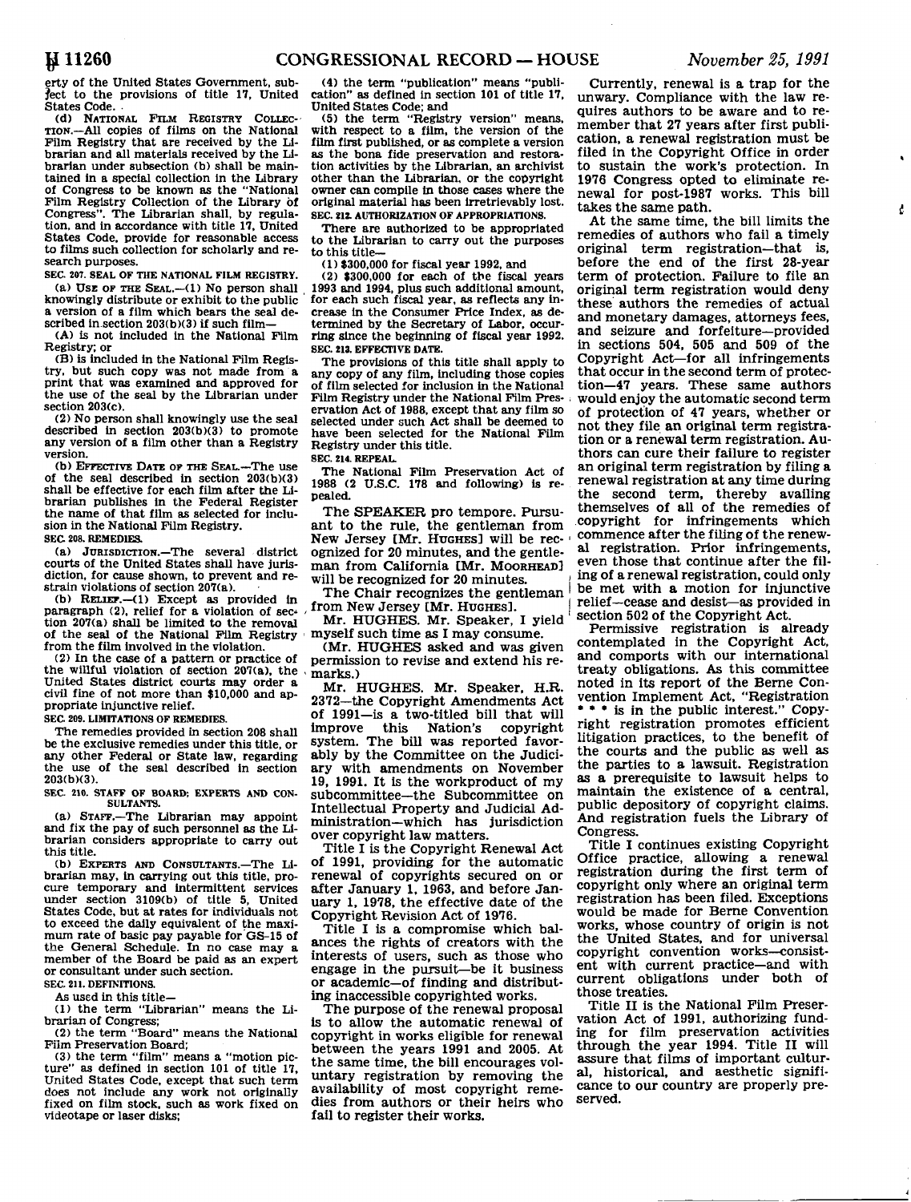erty of the United States Government, subject to the provisions of title 17, United States Code.

(d) NATIONAL FILM REGISTRY COLLECTION.—All copies of films on the National Film Registry that are received by the Librarian and all materials received by the Librarian under subsection (b) shall be maintained in a special collection in the Library of Congress to be known as the "National Film Registry Collection of the Library of Congress". The Librarian shall, by regulation, and in accordance with title 17, United States Code, provide for reasonable access to films such collection for scholarly and research purposes.

**SEC. 207. SEAL OF THE NATIONAL FILM REGISTRY.**

(a) USE OF THE SEAL.—(1) No person shall knowingly distribute or exhibit to the public a version of a film which bears the seal described in section 203(b)(3) if such film—

(A) is not included in the National Film Registry; or

(B) is included in the National Film Registry, but such copy was not made from a print that was examined and approved for the use of the seal by the Librarian under section 203(c).

(2) No person shall knowingly use the seal described in section 203(b)(3) to promote any version of a film other than a Registry version.

(b) EFFECTIVE DATE OF THE SEAL.—The use of the seal described in section 203(b)(3) shall be effective for each film after the Librarian publishes in the Federal Register the name of that film as selected for inclusion in the National Film Registry.

**SEC. 208. REMEDIES.**

(a) JURISDICTION.—The several district courts of the United States shall have jurisdiction, for cause shown, to prevent and restrain violations of section 207(a).

(b) RELIEF.—(1) Except as provided in paragraph (2), relief for a violation of section 207(a) shall be limited to the removal of the seal of the National Film Registry from the film involved in the violation.

(2) In the case of a pattern or practice of the willful violation of section 207(a), the United States district courts may order a civil fine of not more than $10,000 and appropriate injunctive relief.

**SEC. 209. LIMITATIONS OF REMEDIES.**

The remedies provided in section 208 shall be the exclusive remedies under this title, or any other Federal or State law, regarding the use of the seal described in section 203(b)(3).

**SEC. 210. STAFF OF BOARD; EXPERTS AND CONSULTANTS.**

(a) STAFF.—The Librarian may appoint and fix the pay of such personnel as the Librarian considers appropriate to carry out this title.

(b) EXPERTS AND CONSULTANTS.—The Librarian may, in carrying out this title, procure temporary and intermittent services under section 3109(b) of title 5, United States Code, but at rates for individuals not to exceed the daily equivalent of the maximum rate of basic pay payable for GS-15 of the General Schedule. In no case may a member of the Board be paid as an expert or consultant under such section.

**SEC. 211. DEFINITIONS.**

As used in this title—

(1) the term "Librarian" means the Librarian of Congress;

(2) the term "Board" means the National Film Preservation Board;

(3) the term "film" means a "motion picture" as defined in section 101 of title 17, United States Code, except that such term does not include any work not originally fixed on film stock, such as work fixed on videotape or laser disks;

(4) the term "publication" means "publication" as defined in section 101 of title 17, United States Code; and

(5) the term "Registry version" means, with respect to a film, the version of the film first published, or as complete a version as the bona fide preservation and restoration activities by the Librarian, an archivist other than the Librarian, or the copyright owner can compile in those cases where the original material has been irretrievably lost.

**SEC. 212. AUTHORIZATION OF APPROPRIATIONS.**

There are authorized to be appropriated to the Librarian to carry out the purposes to this title—

(1) $300,000 for fiscal year 1992, and

(2) $300,000 for each of the fiscal years 1993 and 1994, plus such additional amount, for each such fiscal year, as reflects any increase in the Consumer Price Index, as determined by the Secretary of Labor, occurring since the beginning of fiscal year 1992.

**SEC. 213. EFFECTIVE DATE.**

The provisions of this title shall apply to any copy of any film, including those copies of film selected for inclusion in the National Film Registry under the National Film Preservation Act of 1988, except that any film so selected under such Act shall be deemed to have been selected for the National Film Registry under this title.

**SEC. 214. REPEAL.**

The National Film Preservation Act of 1988 (2 U.S.C. 178 and following) is repealed.

The SPEAKER pro tempore. Pursuant to the rule, the gentleman from New Jersey [Mr. HUGHES] will be recognized for 20 minutes, and the gentleman from California [Mr. MOORHEAD] will be recognized for 20 minutes.

The Chair recognizes the gentleman from New Jersey [Mr. HUGHES].

Mr. HUGHES. Mr. Speaker, I yield myself such time as I may consume.

(Mr. HUGHES asked and was given permission to revise and extend his remarks.)

Mr. HUGHES. Mr. Speaker, H.R. 2372—the Copyright Amendments Act of 1991—is a two-titled bill that will improve this Nation's copyright system. The bill was reported favorably by the Committee on the Judiciary with amendments on November 19, 1991. It is the workproduct of my subcommittee—the Subcommittee on Intellectual Property and Judicial Administration—which has jurisdiction over copyright law matters.

Title I is the Copyright Renewal Act of 1991, providing for the automatic renewal of copyrights secured on or after January 1, 1963, and before January 1, 1978, the effective date of the Copyright Revision Act of 1976.

Title I is a compromise which balances the rights of creators with the interests of users, such as those who engage in the pursuit—be it business or academic—of finding and distributing inaccessible copyrighted works.

The purpose of the renewal proposal is to allow the automatic renewal of copyright in works eligible for renewal between the years 1991 and 2005. At the same time, the bill encourages voluntary registration by removing the availability of most copyright remedies from authors or their heirs who fail to register their works.

Currently, renewal is a trap for the unwary. Compliance with the law requires authors to be aware and to remember that 27 years after first publication, a renewal registration must be filed in the Copyright Office in order to sustain the work's protection. In 1976 Congress opted to eliminate renewal for post-1987 works. This bill takes the same path.

At the same time, the bill limits the remedies of authors who fail a timely original term registration—that is, before the end of the first 28-year term of protection. Failure to file an original term registration would deny these authors the remedies of actual and monetary damages, attorneys fees, and seizure and forfeiture—provided in sections 504, 505 and 509 of the Copyright Act—for all infringements that occur in the second term of protection—47 years. These same authors would enjoy the automatic second term of protection of 47 years, whether or not they file an original term registration or a renewal term registration. Authors can cure their failure to register an original term registration by filing a renewal registration at any time during the second term, thereby availing themselves of all of the remedies of copyright for infringements which commence after the filing of the renewal registration. Prior infringements, even those that continue after the filing of a renewal registration, could only be met with a motion for injunctive relief—cease and desist—as provided in section 502 of the Copyright Act.

Permissive registration is already contemplated in the Copyright Act, and comports with our international treaty obligations. As this committee noted in its report of the Berne Convention Implement Act, "Registration * * * is in the public interest." Copyright registration promotes efficient litigation practices, to the benefit of the courts and the public as well as the parties to a lawsuit. Registration as a prerequisite to lawsuit helps to maintain the existence of a central, public depository of copyright claims. And registration fuels the Library of Congress.

Title I continues existing Copyright Office practice, allowing a renewal registration during the first term of copyright only where an original term registration has been filed. Exceptions would be made for Berne Convention works, whose country of origin is not the United States, and for universal copyright convention works—consistent with current practice—and with current obligations under both of those treaties.

Title II is the National Film Preservation Act of 1991, authorizing funding for film preservation activities through the year 1994. Title II will assure that films of important cultural, historical, and aesthetic significance to our country are properly preserved.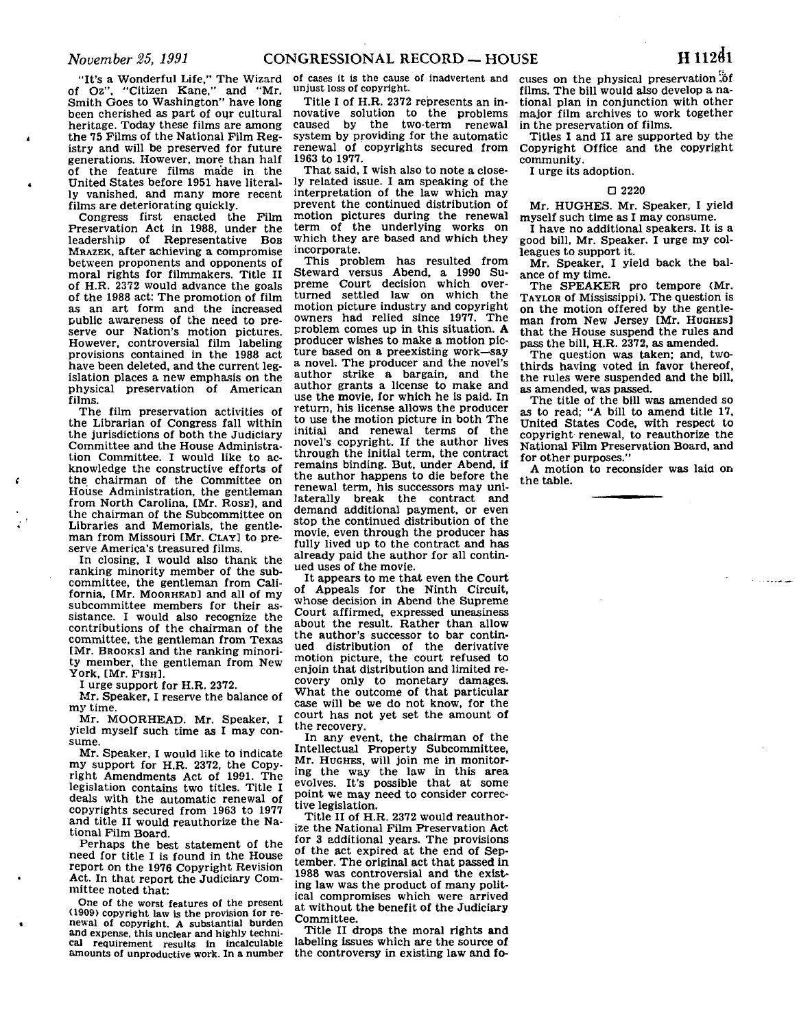"It's a Wonderful Life," The Wizard of Oz", "Citizen Kane," and "Mr. Smith Goes to Washington" have long been cherished as part of our cultural heritage. Today these films are among the 75 Films of the National Film Registry and will be preserved for future generations. However, more than half of the feature films made in the United States before 1951 have literally vanished, and many more recent films are deteriorating quickly.

Congress first enacted the Film Preservation Act in 1988, under the leadership of Representative BOB MRAZEK, after achieving a compromise between proponents and opponents of moral rights for filmmakers. Title II of H.R. 2372 would advance the goals of the 1988 act: The promotion of film as an art form and the increased public awareness of the need to preserve our Nation's motion pictures. However, controversial film labeling provisions contained in the 1988 act have been deleted, and the current legislation places a new emphasis on the physical preservation of American films.

The film preservation activities of the Librarian of Congress fall within the jurisdictions of both the Judiciary Committee and the House Administration Committee. I would like to acknowledge the constructive efforts of the chairman of the Committee on House Administration, the gentleman from North Carolina, [Mr. ROSE], and the chairman of the Subcommittee on Libraries and Memorials, the gentleman from Missouri [Mr. CLAY] to preserve America's treasured films.

In closing, I would also thank the ranking minority member of the subcommittee, the gentleman from California, [Mr. MOORHEAD] and all of my subcommittee members for their assistance. I would also recognize the contributions of the chairman of the committee, the gentleman from Texas [Mr. BROOKS] and the ranking minority member, the gentleman from New York, [Mr. FISH].

I urge support for H.R. 2372.

Mr. Speaker, I reserve the balance of my time.

Mr. MOORHEAD. Mr. Speaker, I yield myself such time as I may consume.

Mr. Speaker, I would like to indicate my support for H.R. 2372, the Copyright Amendments Act of 1991. The legislation contains two titles. Title I deals with the automatic renewal of copyrights secured from 1963 to 1977 and title II would reauthorize the National Film Board.

Perhaps the best statement of the need for title I is found in the House report on the 1976 Copyright Revision Act. In that report the Judiciary Committee noted that:

> One of the worst features of the present (1909) copyright law is the provision for renewal of copyright. A substantial burden and expense, this unclear and highly technical requirement results in incalculable amounts of unproductive work. In a number of cases it is the cause of inadvertent and unjust loss of copyright.

Title I of H.R. 2372 represents an innovative solution to the problems caused by the two-term renewal system by providing for the automatic renewal of copyrights secured from 1963 to 1977.

That said, I wish also to note a closely related issue. I am speaking of the interpretation of the law which may prevent the continued distribution of motion pictures during the renewal term of the underlying works on which they are based and which they incorporate.

This problem has resulted from Steward versus Abend, a 1990 Supreme Court decision which overturned settled law on which the motion picture industry and copyright owners had relied since 1977. The problem comes up in this situation. A producer wishes to make a motion picture based on a preexisting work—say a novel. The producer and the novel's author strike a bargain, and the author grants a license to make and use the movie, for which he is paid. In return, his license allows the producer to use the motion picture in both The initial and renewal terms of the novel's copyright. If the author lives through the initial term, the contract remains binding. But, under Abend, if the author happens to die before the renewal term, his successors may unilaterally break the contract and demand additional payment, or even stop the continued distribution of the movie, even through the producer has fully lived up to the contract and has already paid the author for all continued uses of the movie.

It appears to me that even the Court of Appeals for the Ninth Circuit, whose decision in Abend the Supreme Court affirmed, expressed uneasiness about the result. Rather than allow the author's successor to bar continued distribution of the derivative motion picture, the court refused to enjoin that distribution and limited recovery only to monetary damages. What the outcome of that particular case will be we do not know, for the court has not yet set the amount of the recovery.

In any event, the chairman of the Intellectual Property Subcommittee, Mr. HUGHES, will join me in monitoring the way the law in this area evolves. It's possible that at some point we may need to consider corrective legislation.

Title II of H.R. 2372 would reauthorize the National Film Preservation Act for 3 additional years. The provisions of the act expired at the end of September. The original act that passed in 1988 was controversial and the existing law was the product of many political compromises which were arrived at without the benefit of the Judiciary Committee.

Title II drops the moral rights and labeling issues which are the source of the controversy in existing law and focuses on the physical preservation of films. The bill would also develop a national plan in conjunction with other major film archives to work together in the preservation of films.

Titles I and II are supported by the Copyright Office and the copyright community.

I urge its adoption.

□ 2220

Mr. HUGHES. Mr. Speaker, I yield myself such time as I may consume.

I have no additional speakers. It is a good bill, Mr. Speaker. I urge my colleagues to support it.

Mr. Speaker, I yield back the balance of my time.

The SPEAKER pro tempore (Mr. TAYLOR of Mississippi). The question is on the motion offered by the gentleman from New Jersey [Mr. HUGHES] that the House suspend the rules and pass the bill, H.R. 2372, as amended.

The question was taken; and, two-thirds having voted in favor thereof, the rules were suspended and the bill, as amended, was passed.

The title of the bill was amended so as to read; "A bill to amend title 17, United States Code, with respect to copyright renewal, to reauthorize the National Film Preservation Board, and for other purposes."

A motion to reconsider was laid on the table.